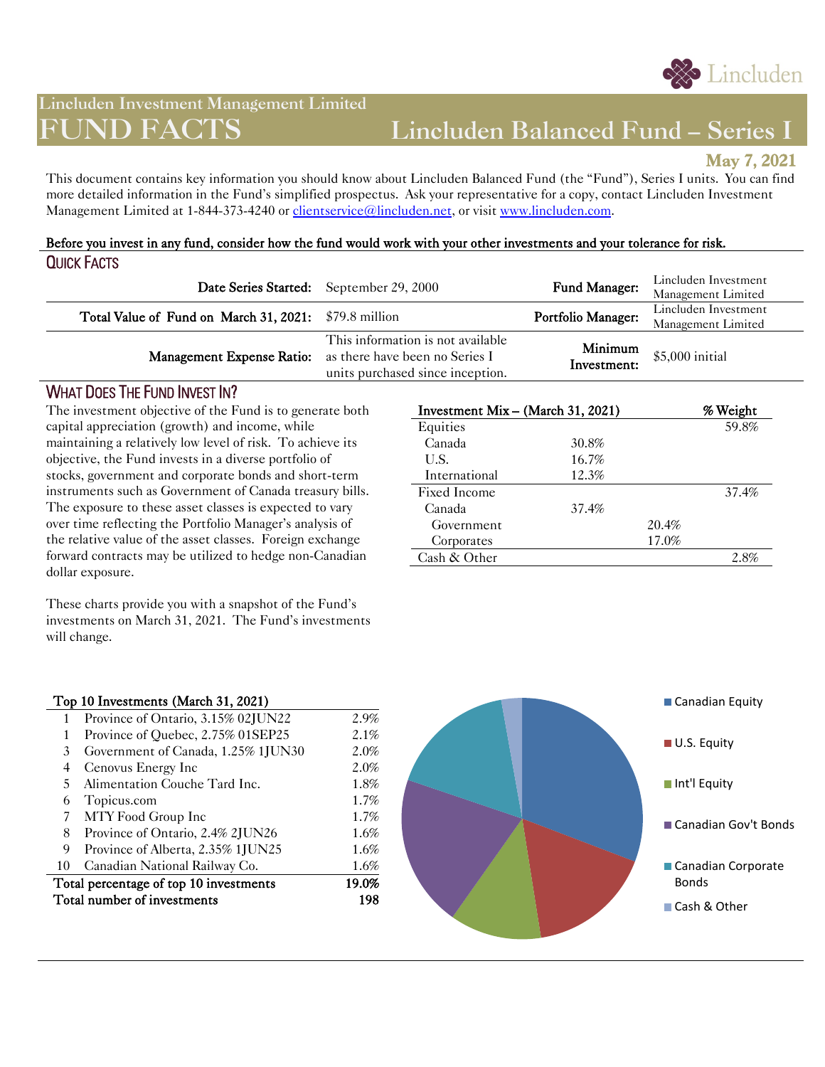Lincluden

## Lincluden Investment Management Limited

# FUND FACTS

# Lincluden Balanced Fund – Series I

**May 7, 2021**

This document contains key information you should know about Lincluden Balanced Fund (the "Fund"), Series I units. You can find more detailed information in the Fund's simplified prospectus. Ask your representative for a copy, contact Lincluden Investment Management Limited at 1-844-373-4240 or clientservice@lincluden.net, or visit www.lincluden.com.

**Before you invest in any fund, consider how the fund would work with your other investments and your tolerance for risk.**

## Quick Facts

| | | | |
|---|---|---|---|
| **Date Series Started:** | September 29, 2000 | **Fund Manager:** | Lincluden Investment Management Limited |
| **Total Value of Fund on March 31, 2021:** | $79.8 million | **Portfolio Manager:** | Lincluden Investment Management Limited |
| **Management Expense Ratio:** | This information is not available as there have been no Series I units purchased since inception. | **Minimum Investment:** | $5,000 initial |

## What Does The Fund Invest In?

The investment objective of the Fund is to generate both capital appreciation (growth) and income, while maintaining a relatively low level of risk. To achieve its objective, the Fund invests in a diverse portfolio of stocks, government and corporate bonds and short-term instruments such as Government of Canada treasury bills. The exposure to these asset classes is expected to vary over time reflecting the Portfolio Manager's analysis of the relative value of the asset classes. Foreign exchange forward contracts may be utilized to hedge non-Canadian dollar exposure.

These charts provide you with a snapshot of the Fund's investments on March 31, 2021. The Fund's investments will change.

| Investment Mix – (March 31, 2021) | | | % Weight |
|---|---|---|---|
| Equities | | | 59.8% |
| Canada | 30.8% | | |
| U.S. | 16.7% | | |
| International | 12.3% | | |
| Fixed Income | | | 37.4% |
| Canada | 37.4% | | |
| Government | | 20.4% | |
| Corporates | | 17.0% | |
| Cash & Other | | | 2.8% |

| | Top 10 Investments (March 31, 2021) | |
|---|---|---|
| 1 | Province of Ontario, 3.15% 02JUN22 | 2.9% |
| 1 | Province of Quebec, 2.75% 01SEP25 | 2.1% |
| 3 | Government of Canada, 1.25% 1JUN30 | 2.0% |
| 4 | Cenovus Energy Inc | 2.0% |
| 5 | Alimentation Couche Tard Inc. | 1.8% |
| 6 | Topicus.com | 1.7% |
| 7 | MTY Food Group Inc | 1.7% |
| 8 | Province of Ontario, 2.4% 2JUN26 | 1.6% |
| 9 | Province of Alberta, 2.35% 1JUN25 | 1.6% |
| 10 | Canadian National Railway Co. | 1.6% |
| | **Total percentage of top 10 investments** | **19.0%** |
| | **Total number of investments** | **198** |

Canadian Equity
U.S. Equity
Int'l Equity
Canadian Gov't Bonds
Canadian Corporate Bonds
Cash & Other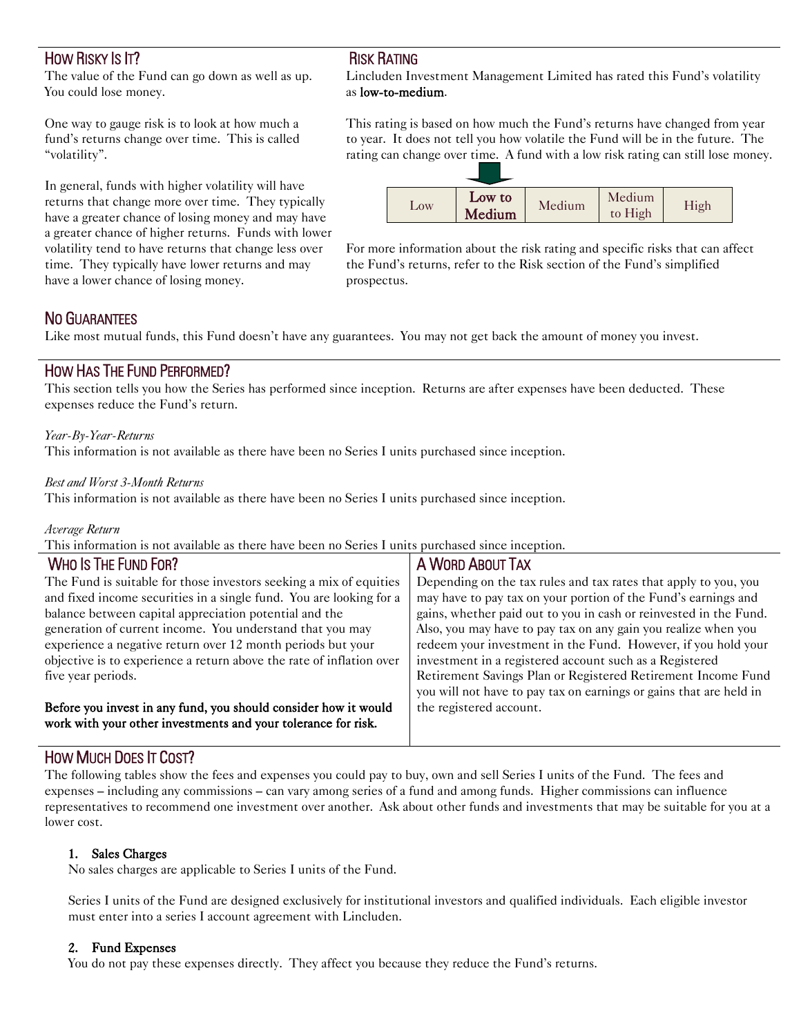## How Risky Is It?

The value of the Fund can go down as well as up. You could lose money.

One way to gauge risk is to look at how much a fund's returns change over time. This is called "volatility".

In general, funds with higher volatility will have returns that change more over time. They typically have a greater chance of losing money and may have a greater chance of higher returns. Funds with lower volatility tend to have returns that change less over time. They typically have lower returns and may have a lower chance of losing money.

## Risk Rating

Lincluden Investment Management Limited has rated this Fund's volatility as **low-to-medium**.

This rating is based on how much the Fund's returns have changed from year to year. It does not tell you how volatile the Fund will be in the future. The rating can change over time. A fund with a low risk rating can still lose money.

| Low | **Low to Medium** | Medium | Medium to High | High |
|---|---|---|---|---|

For more information about the risk rating and specific risks that can affect the Fund's returns, refer to the Risk section of the Fund's simplified prospectus.

## No Guarantees

Like most mutual funds, this Fund doesn't have any guarantees. You may not get back the amount of money you invest.

## How Has The Fund Performed?

This section tells you how the Series has performed since inception. Returns are after expenses have been deducted. These expenses reduce the Fund's return.

*Year-By-Year-Returns*

This information is not available as there have been no Series I units purchased since inception.

*Best and Worst 3-Month Returns*

This information is not available as there have been no Series I units purchased since inception.

*Average Return*

This information is not available as there have been no Series I units purchased since inception.

## Who Is The Fund For?

The Fund is suitable for those investors seeking a mix of equities and fixed income securities in a single fund. You are looking for a balance between capital appreciation potential and the generation of current income. You understand that you may experience a negative return over 12 month periods but your objective is to experience a return above the rate of inflation over five year periods.

**Before you invest in any fund, you should consider how it would work with your other investments and your tolerance for risk.**

## A Word About Tax

Depending on the tax rules and tax rates that apply to you, you may have to pay tax on your portion of the Fund's earnings and gains, whether paid out to you in cash or reinvested in the Fund. Also, you may have to pay tax on any gain you realize when you redeem your investment in the Fund. However, if you hold your investment in a registered account such as a Registered Retirement Savings Plan or Registered Retirement Income Fund you will not have to pay tax on earnings or gains that are held in the registered account.

## How Much Does It Cost?

The following tables show the fees and expenses you could pay to buy, own and sell Series I units of the Fund. The fees and expenses – including any commissions – can vary among series of a fund and among funds. Higher commissions can influence representatives to recommend one investment over another. Ask about other funds and investments that may be suitable for you at a lower cost.

### 1. Sales Charges

No sales charges are applicable to Series I units of the Fund.

Series I units of the Fund are designed exclusively for institutional investors and qualified individuals. Each eligible investor must enter into a series I account agreement with Lincluden.

### 2. Fund Expenses

You do not pay these expenses directly. They affect you because they reduce the Fund's returns.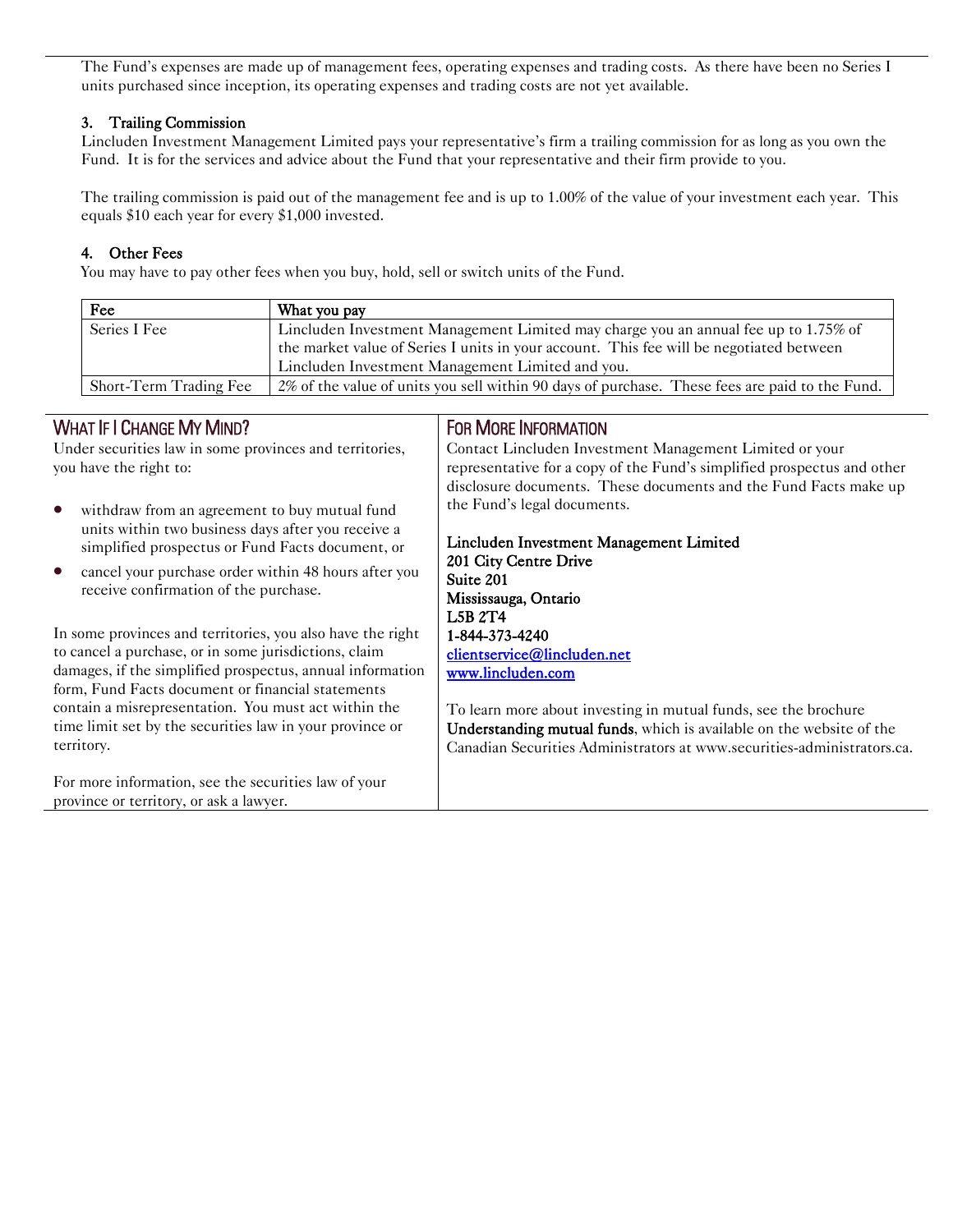The Fund's expenses are made up of management fees, operating expenses and trading costs. As there have been no Series I units purchased since inception, its operating expenses and trading costs are not yet available.

### 3. Trailing Commission

Lincluden Investment Management Limited pays your representative's firm a trailing commission for as long as you own the Fund. It is for the services and advice about the Fund that your representative and their firm provide to you.

The trailing commission is paid out of the management fee and is up to 1.00% of the value of your investment each year. This equals $10 each year for every $1,000 invested.

### 4. Other Fees

You may have to pay other fees when you buy, hold, sell or switch units of the Fund.

| Fee | What you pay |
|---|---|
| Series I Fee | Lincluden Investment Management Limited may charge you an annual fee up to 1.75% of the market value of Series I units in your account. This fee will be negotiated between Lincluden Investment Management Limited and you. |
| Short-Term Trading Fee | 2% of the value of units you sell within 90 days of purchase. These fees are paid to the Fund. |

## What If I Change My Mind?

Under securities law in some provinces and territories, you have the right to:

- withdraw from an agreement to buy mutual fund units within two business days after you receive a simplified prospectus or Fund Facts document, or
- cancel your purchase order within 48 hours after you receive confirmation of the purchase.

In some provinces and territories, you also have the right to cancel a purchase, or in some jurisdictions, claim damages, if the simplified prospectus, annual information form, Fund Facts document or financial statements contain a misrepresentation. You must act within the time limit set by the securities law in your province or territory.

For more information, see the securities law of your province or territory, or ask a lawyer.

## For More Information

Contact Lincluden Investment Management Limited or your representative for a copy of the Fund's simplified prospectus and other disclosure documents. These documents and the Fund Facts make up the Fund's legal documents.

**Lincluden Investment Management Limited**
**201 City Centre Drive**
**Suite 201**
**Mississauga, Ontario**
**L5B 2T4**
**1-844-373-4240**
clientservice@lincluden.net
www.lincluden.com

To learn more about investing in mutual funds, see the brochure **Understanding mutual funds**, which is available on the website of the Canadian Securities Administrators at www.securities-administrators.ca.